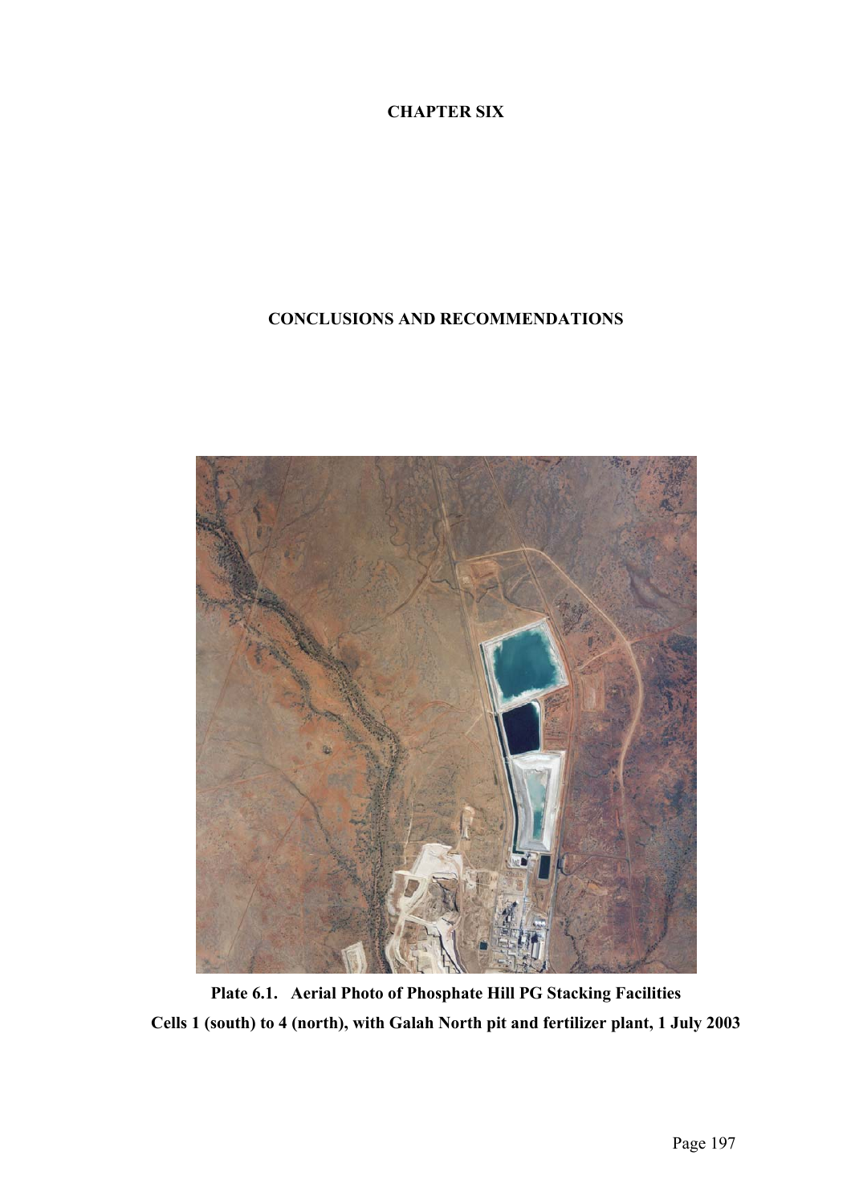# CHAPTER SIX

## CONCLUSIONS AND RECOMMENDATIONS

**Plate 6.1. Aerial Photo of Phosphate Hill PG Stacking Facilities**

**Cells 1 (south) to 4 (north), with Galah North pit and fertilizer plant, 1 July 2003**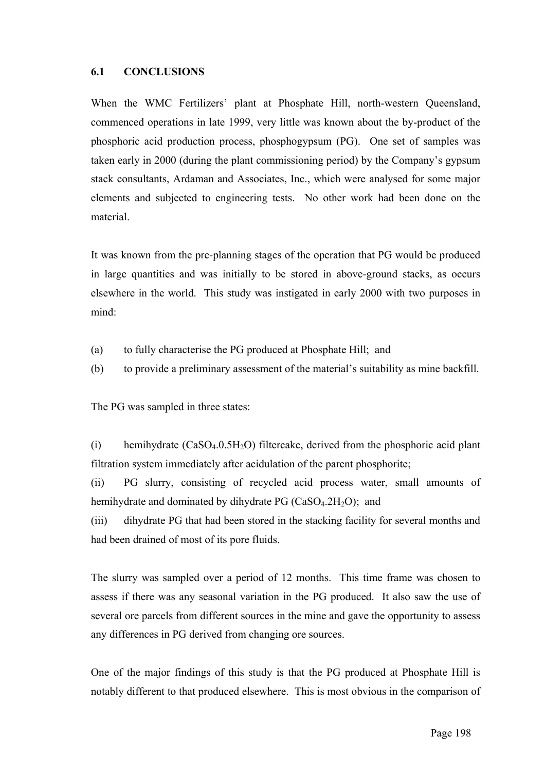## 6.1 CONCLUSIONS

When the WMC Fertilizers' plant at Phosphate Hill, north-western Queensland, commenced operations in late 1999, very little was known about the by-product of the phosphoric acid production process, phosphogypsum (PG). One set of samples was taken early in 2000 (during the plant commissioning period) by the Company's gypsum stack consultants, Ardaman and Associates, Inc., which were analysed for some major elements and subjected to engineering tests. No other work had been done on the material.

It was known from the pre-planning stages of the operation that PG would be produced in large quantities and was initially to be stored in above-ground stacks, as occurs elsewhere in the world. This study was instigated in early 2000 with two purposes in mind:

(a) to fully characterise the PG produced at Phosphate Hill; and

(b) to provide a preliminary assessment of the material's suitability as mine backfill.

The PG was sampled in three states:

(i) hemihydrate ($CaSO_4.0.5H_2O$) filtercake, derived from the phosphoric acid plant filtration system immediately after acidulation of the parent phosphorite;

(ii) PG slurry, consisting of recycled acid process water, small amounts of hemihydrate and dominated by dihydrate PG ($CaSO_4.2H_2O$); and

(iii) dihydrate PG that had been stored in the stacking facility for several months and had been drained of most of its pore fluids.

The slurry was sampled over a period of 12 months. This time frame was chosen to assess if there was any seasonal variation in the PG produced. It also saw the use of several ore parcels from different sources in the mine and gave the opportunity to assess any differences in PG derived from changing ore sources.

One of the major findings of this study is that the PG produced at Phosphate Hill is notably different to that produced elsewhere. This is most obvious in the comparison of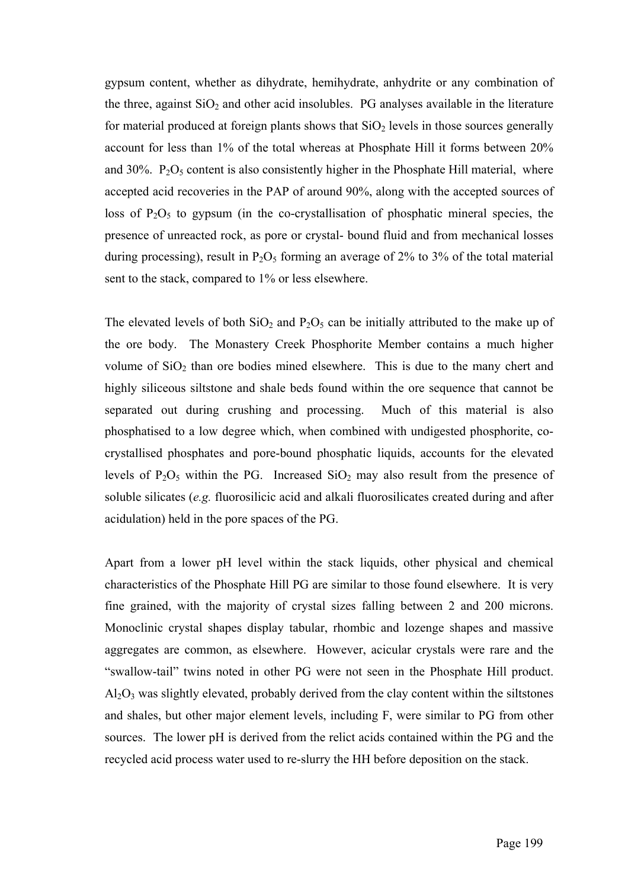gypsum content, whether as dihydrate, hemihydrate, anhydrite or any combination of the three, against $SiO_2$ and other acid insolubles. PG analyses available in the literature for material produced at foreign plants shows that $SiO_2$ levels in those sources generally account for less than 1% of the total whereas at Phosphate Hill it forms between 20% and 30%. $P_2O_5$ content is also consistently higher in the Phosphate Hill material, where accepted acid recoveries in the PAP of around 90%, along with the accepted sources of loss of $P_2O_5$ to gypsum (in the co-crystallisation of phosphatic mineral species, the presence of unreacted rock, as pore or crystal- bound fluid and from mechanical losses during processing), result in $P_2O_5$ forming an average of 2% to 3% of the total material sent to the stack, compared to 1% or less elsewhere.

The elevated levels of both $SiO_2$ and $P_2O_5$ can be initially attributed to the make up of the ore body. The Monastery Creek Phosphorite Member contains a much higher volume of $SiO_2$ than ore bodies mined elsewhere. This is due to the many chert and highly siliceous siltstone and shale beds found within the ore sequence that cannot be separated out during crushing and processing. Much of this material is also phosphatised to a low degree which, when combined with undigested phosphorite, co-crystallised phosphates and pore-bound phosphatic liquids, accounts for the elevated levels of $P_2O_5$ within the PG. Increased $SiO_2$ may also result from the presence of soluble silicates (*e.g.* fluorosilicic acid and alkali fluorosilicates created during and after acidulation) held in the pore spaces of the PG.

Apart from a lower pH level within the stack liquids, other physical and chemical characteristics of the Phosphate Hill PG are similar to those found elsewhere. It is very fine grained, with the majority of crystal sizes falling between 2 and 200 microns. Monoclinic crystal shapes display tabular, rhombic and lozenge shapes and massive aggregates are common, as elsewhere. However, acicular crystals were rare and the "swallow-tail" twins noted in other PG were not seen in the Phosphate Hill product. $Al_2O_3$ was slightly elevated, probably derived from the clay content within the siltstones and shales, but other major element levels, including F, were similar to PG from other sources. The lower pH is derived from the relict acids contained within the PG and the recycled acid process water used to re-slurry the HH before deposition on the stack.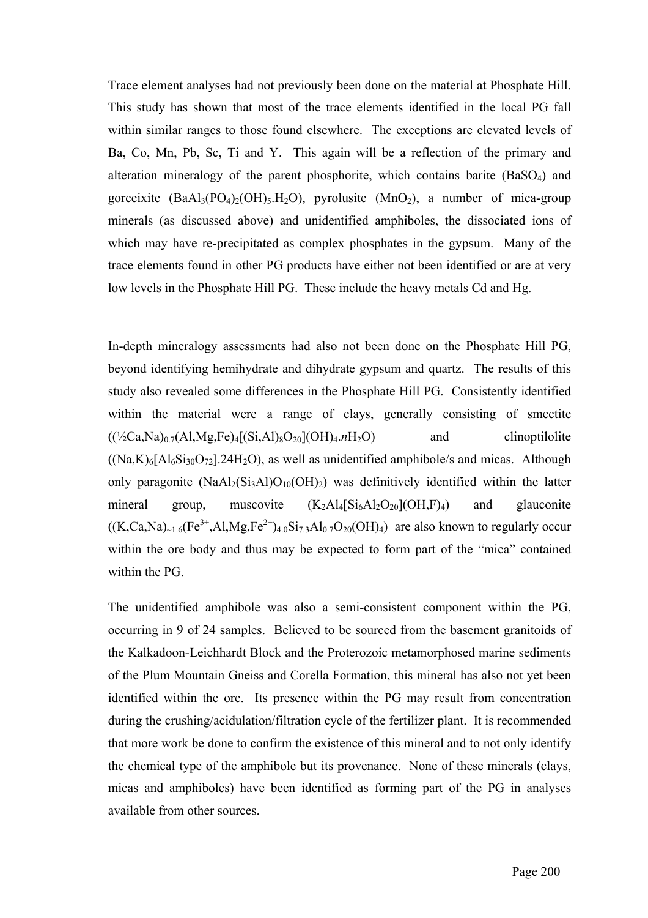Trace element analyses had not previously been done on the material at Phosphate Hill. This study has shown that most of the trace elements identified in the local PG fall within similar ranges to those found elsewhere. The exceptions are elevated levels of Ba, Co, Mn, Pb, Sc, Ti and Y. This again will be a reflection of the primary and alteration mineralogy of the parent phosphorite, which contains barite ($BaSO_4$) and gorceixite ($BaAl_3(PO_4)_2(OH)_5.H_2O$), pyrolusite ($MnO_2$), a number of mica-group minerals (as discussed above) and unidentified amphiboles, the dissociated ions of which may have re-precipitated as complex phosphates in the gypsum. Many of the trace elements found in other PG products have either not been identified or are at very low levels in the Phosphate Hill PG. These include the heavy metals Cd and Hg.

In-depth mineralogy assessments had also not been done on the Phosphate Hill PG, beyond identifying hemihydrate and dihydrate gypsum and quartz. The results of this study also revealed some differences in the Phosphate Hill PG. Consistently identified within the material were a range of clays, generally consisting of smectite ($(½Ca,Na)_{0.7}(Al,Mg,Fe)_4[(Si,Al)_8O_{20}](OH)_4.nH_2O$) and clinoptilolite ($(Na,K)_6[Al_6Si_{30}O_{72}].24H_2O$), as well as unidentified amphibole/s and micas. Although only paragonite ($NaAl_2(Si_3Al)O_{10}(OH)_2$) was definitively identified within the latter mineral group, muscovite ($K_2Al_4[Si_6Al_2O_{20}](OH,F)_4$) and glauconite ($(K,Ca,Na)_{\sim1.6}(Fe^{3+},Al,Mg,Fe^{2+})_{4.0}Si_{7.3}Al_{0.7}O_{20}(OH)_4$) are also known to regularly occur within the ore body and thus may be expected to form part of the "mica" contained within the PG.

The unidentified amphibole was also a semi-consistent component within the PG, occurring in 9 of 24 samples. Believed to be sourced from the basement granitoids of the Kalkadoon-Leichhardt Block and the Proterozoic metamorphosed marine sediments of the Plum Mountain Gneiss and Corella Formation, this mineral has also not yet been identified within the ore. Its presence within the PG may result from concentration during the crushing/acidulation/filtration cycle of the fertilizer plant. It is recommended that more work be done to confirm the existence of this mineral and to not only identify the chemical type of the amphibole but its provenance. None of these minerals (clays, micas and amphiboles) have been identified as forming part of the PG in analyses available from other sources.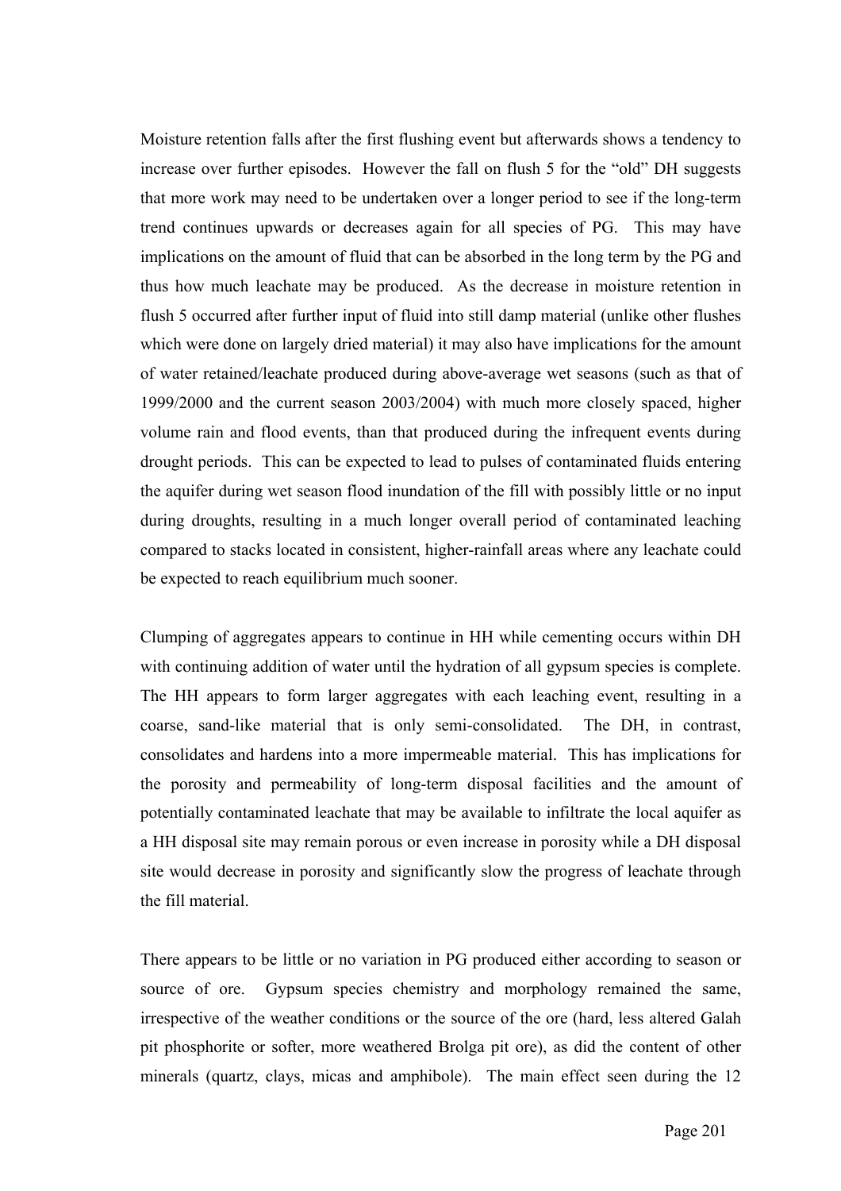Moisture retention falls after the first flushing event but afterwards shows a tendency to increase over further episodes. However the fall on flush 5 for the "old" DH suggests that more work may need to be undertaken over a longer period to see if the long-term trend continues upwards or decreases again for all species of PG. This may have implications on the amount of fluid that can be absorbed in the long term by the PG and thus how much leachate may be produced. As the decrease in moisture retention in flush 5 occurred after further input of fluid into still damp material (unlike other flushes which were done on largely dried material) it may also have implications for the amount of water retained/leachate produced during above-average wet seasons (such as that of 1999/2000 and the current season 2003/2004) with much more closely spaced, higher volume rain and flood events, than that produced during the infrequent events during drought periods. This can be expected to lead to pulses of contaminated fluids entering the aquifer during wet season flood inundation of the fill with possibly little or no input during droughts, resulting in a much longer overall period of contaminated leaching compared to stacks located in consistent, higher-rainfall areas where any leachate could be expected to reach equilibrium much sooner.

Clumping of aggregates appears to continue in HH while cementing occurs within DH with continuing addition of water until the hydration of all gypsum species is complete. The HH appears to form larger aggregates with each leaching event, resulting in a coarse, sand-like material that is only semi-consolidated. The DH, in contrast, consolidates and hardens into a more impermeable material. This has implications for the porosity and permeability of long-term disposal facilities and the amount of potentially contaminated leachate that may be available to infiltrate the local aquifer as a HH disposal site may remain porous or even increase in porosity while a DH disposal site would decrease in porosity and significantly slow the progress of leachate through the fill material.

There appears to be little or no variation in PG produced either according to season or source of ore. Gypsum species chemistry and morphology remained the same, irrespective of the weather conditions or the source of the ore (hard, less altered Galah pit phosphorite or softer, more weathered Brolga pit ore), as did the content of other minerals (quartz, clays, micas and amphibole). The main effect seen during the 12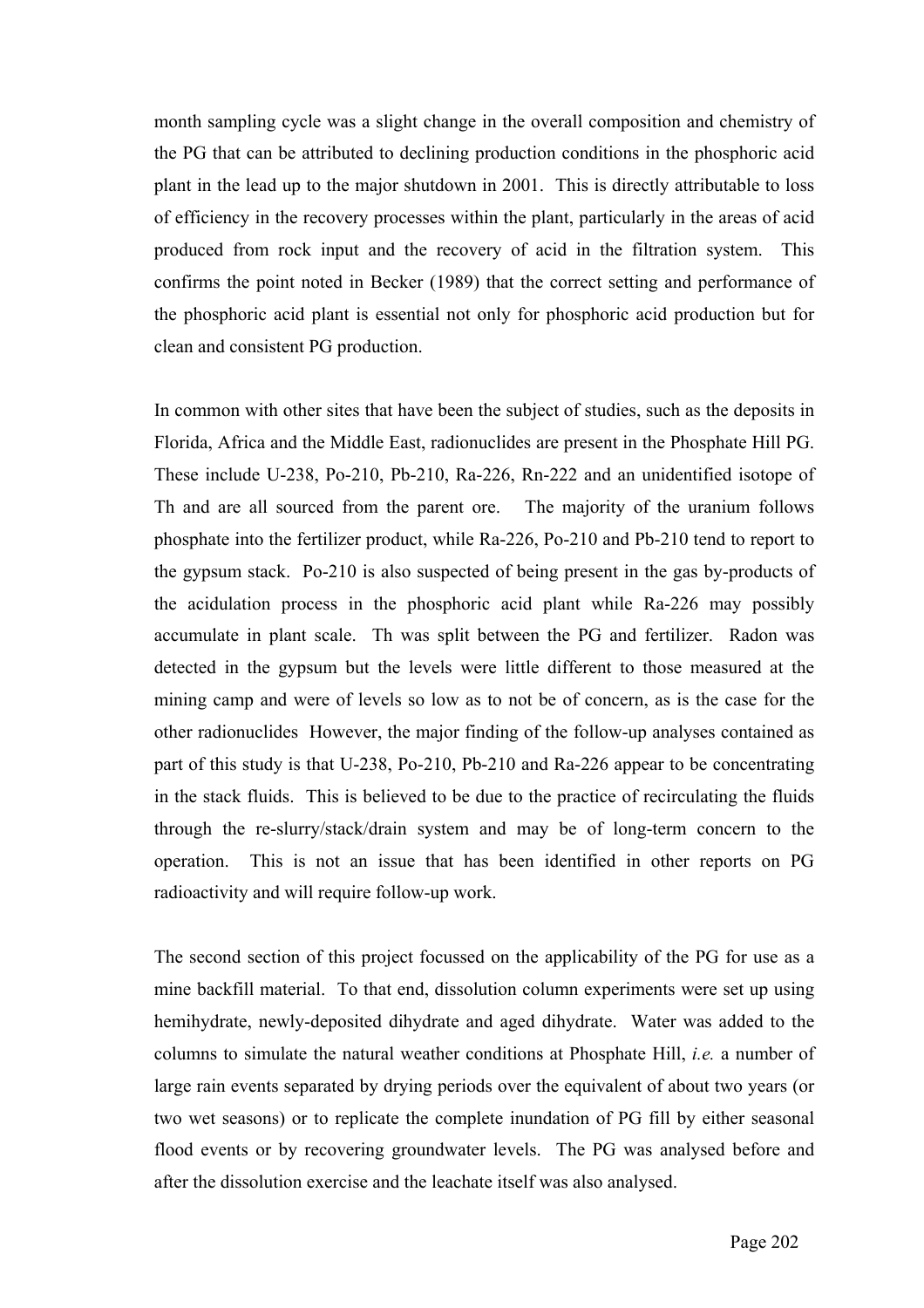month sampling cycle was a slight change in the overall composition and chemistry of the PG that can be attributed to declining production conditions in the phosphoric acid plant in the lead up to the major shutdown in 2001. This is directly attributable to loss of efficiency in the recovery processes within the plant, particularly in the areas of acid produced from rock input and the recovery of acid in the filtration system. This confirms the point noted in Becker (1989) that the correct setting and performance of the phosphoric acid plant is essential not only for phosphoric acid production but for clean and consistent PG production.

In common with other sites that have been the subject of studies, such as the deposits in Florida, Africa and the Middle East, radionuclides are present in the Phosphate Hill PG. These include U-238, Po-210, Pb-210, Ra-226, Rn-222 and an unidentified isotope of Th and are all sourced from the parent ore. The majority of the uranium follows phosphate into the fertilizer product, while Ra-226, Po-210 and Pb-210 tend to report to the gypsum stack. Po-210 is also suspected of being present in the gas by-products of the acidulation process in the phosphoric acid plant while Ra-226 may possibly accumulate in plant scale. Th was split between the PG and fertilizer. Radon was detected in the gypsum but the levels were little different to those measured at the mining camp and were of levels so low as to not be of concern, as is the case for the other radionuclides However, the major finding of the follow-up analyses contained as part of this study is that U-238, Po-210, Pb-210 and Ra-226 appear to be concentrating in the stack fluids. This is believed to be due to the practice of recirculating the fluids through the re-slurry/stack/drain system and may be of long-term concern to the operation. This is not an issue that has been identified in other reports on PG radioactivity and will require follow-up work.

The second section of this project focussed on the applicability of the PG for use as a mine backfill material. To that end, dissolution column experiments were set up using hemihydrate, newly-deposited dihydrate and aged dihydrate. Water was added to the columns to simulate the natural weather conditions at Phosphate Hill, *i.e.* a number of large rain events separated by drying periods over the equivalent of about two years (or two wet seasons) or to replicate the complete inundation of PG fill by either seasonal flood events or by recovering groundwater levels. The PG was analysed before and after the dissolution exercise and the leachate itself was also analysed.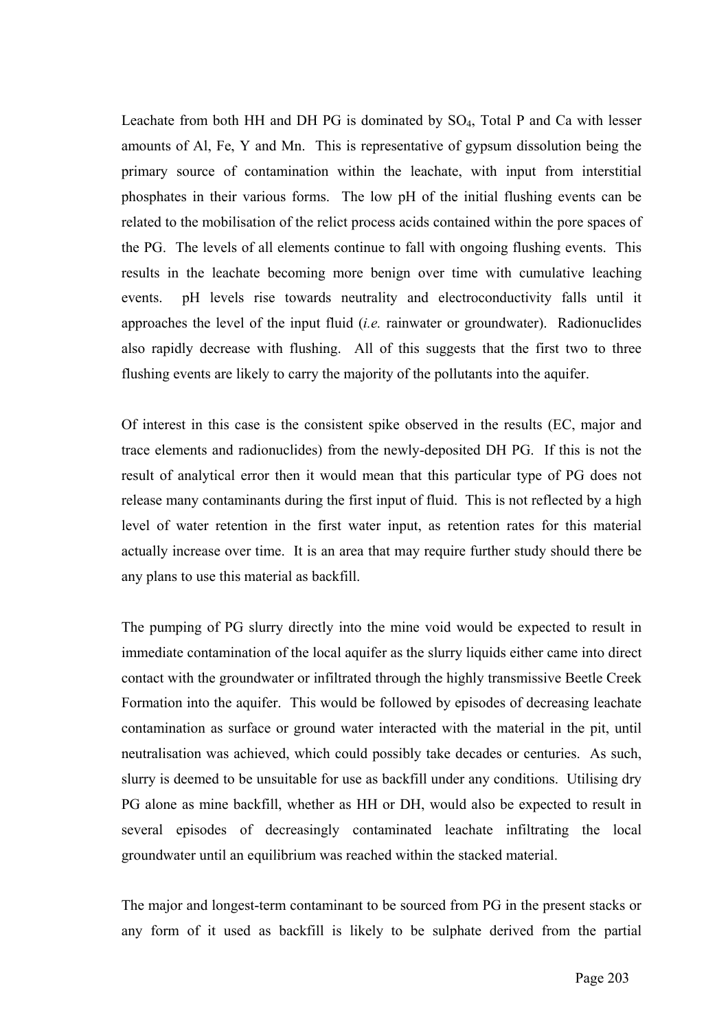Leachate from both HH and DH PG is dominated by $SO_4$, Total P and Ca with lesser amounts of Al, Fe, Y and Mn. This is representative of gypsum dissolution being the primary source of contamination within the leachate, with input from interstitial phosphates in their various forms. The low pH of the initial flushing events can be related to the mobilisation of the relict process acids contained within the pore spaces of the PG. The levels of all elements continue to fall with ongoing flushing events. This results in the leachate becoming more benign over time with cumulative leaching events. pH levels rise towards neutrality and electroconductivity falls until it approaches the level of the input fluid (*i.e.* rainwater or groundwater). Radionuclides also rapidly decrease with flushing. All of this suggests that the first two to three flushing events are likely to carry the majority of the pollutants into the aquifer.

Of interest in this case is the consistent spike observed in the results (EC, major and trace elements and radionuclides) from the newly-deposited DH PG. If this is not the result of analytical error then it would mean that this particular type of PG does not release many contaminants during the first input of fluid. This is not reflected by a high level of water retention in the first water input, as retention rates for this material actually increase over time. It is an area that may require further study should there be any plans to use this material as backfill.

The pumping of PG slurry directly into the mine void would be expected to result in immediate contamination of the local aquifer as the slurry liquids either came into direct contact with the groundwater or infiltrated through the highly transmissive Beetle Creek Formation into the aquifer. This would be followed by episodes of decreasing leachate contamination as surface or ground water interacted with the material in the pit, until neutralisation was achieved, which could possibly take decades or centuries. As such, slurry is deemed to be unsuitable for use as backfill under any conditions. Utilising dry PG alone as mine backfill, whether as HH or DH, would also be expected to result in several episodes of decreasingly contaminated leachate infiltrating the local groundwater until an equilibrium was reached within the stacked material.

The major and longest-term contaminant to be sourced from PG in the present stacks or any form of it used as backfill is likely to be sulphate derived from the partial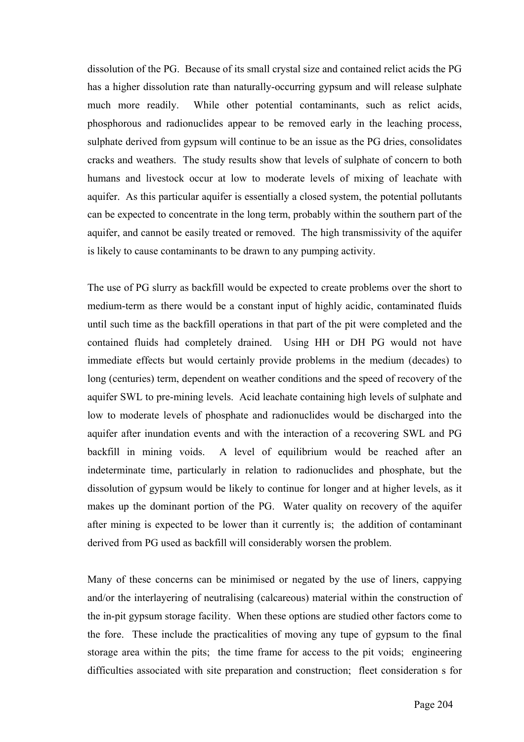dissolution of the PG. Because of its small crystal size and contained relict acids the PG has a higher dissolution rate than naturally-occurring gypsum and will release sulphate much more readily. While other potential contaminants, such as relict acids, phosphorous and radionuclides appear to be removed early in the leaching process, sulphate derived from gypsum will continue to be an issue as the PG dries, consolidates cracks and weathers. The study results show that levels of sulphate of concern to both humans and livestock occur at low to moderate levels of mixing of leachate with aquifer. As this particular aquifer is essentially a closed system, the potential pollutants can be expected to concentrate in the long term, probably within the southern part of the aquifer, and cannot be easily treated or removed. The high transmissivity of the aquifer is likely to cause contaminants to be drawn to any pumping activity.

The use of PG slurry as backfill would be expected to create problems over the short to medium-term as there would be a constant input of highly acidic, contaminated fluids until such time as the backfill operations in that part of the pit were completed and the contained fluids had completely drained. Using HH or DH PG would not have immediate effects but would certainly provide problems in the medium (decades) to long (centuries) term, dependent on weather conditions and the speed of recovery of the aquifer SWL to pre-mining levels. Acid leachate containing high levels of sulphate and low to moderate levels of phosphate and radionuclides would be discharged into the aquifer after inundation events and with the interaction of a recovering SWL and PG backfill in mining voids. A level of equilibrium would be reached after an indeterminate time, particularly in relation to radionuclides and phosphate, but the dissolution of gypsum would be likely to continue for longer and at higher levels, as it makes up the dominant portion of the PG. Water quality on recovery of the aquifer after mining is expected to be lower than it currently is; the addition of contaminant derived from PG used as backfill will considerably worsen the problem.

Many of these concerns can be minimised or negated by the use of liners, cappying and/or the interlayering of neutralising (calcareous) material within the construction of the in-pit gypsum storage facility. When these options are studied other factors come to the fore. These include the practicalities of moving any tupe of gypsum to the final storage area within the pits; the time frame for access to the pit voids; engineering difficulties associated with site preparation and construction; fleet consideration s for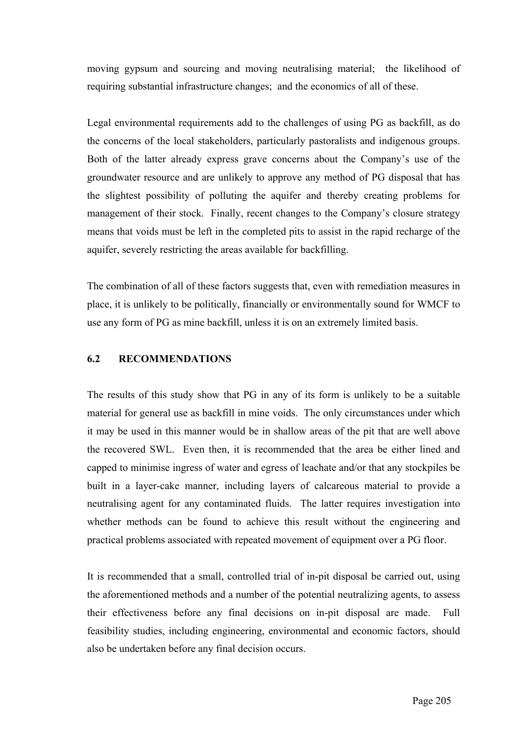moving gypsum and sourcing and moving neutralising material; the likelihood of requiring substantial infrastructure changes; and the economics of all of these.

Legal environmental requirements add to the challenges of using PG as backfill, as do the concerns of the local stakeholders, particularly pastoralists and indigenous groups. Both of the latter already express grave concerns about the Company's use of the groundwater resource and are unlikely to approve any method of PG disposal that has the slightest possibility of polluting the aquifer and thereby creating problems for management of their stock. Finally, recent changes to the Company's closure strategy means that voids must be left in the completed pits to assist in the rapid recharge of the aquifer, severely restricting the areas available for backfilling.

The combination of all of these factors suggests that, even with remediation measures in place, it is unlikely to be politically, financially or environmentally sound for WMCF to use any form of PG as mine backfill, unless it is on an extremely limited basis.

## 6.2 RECOMMENDATIONS

The results of this study show that PG in any of its form is unlikely to be a suitable material for general use as backfill in mine voids. The only circumstances under which it may be used in this manner would be in shallow areas of the pit that are well above the recovered SWL. Even then, it is recommended that the area be either lined and capped to minimise ingress of water and egress of leachate and/or that any stockpiles be built in a layer-cake manner, including layers of calcareous material to provide a neutralising agent for any contaminated fluids. The latter requires investigation into whether methods can be found to achieve this result without the engineering and practical problems associated with repeated movement of equipment over a PG floor.

It is recommended that a small, controlled trial of in-pit disposal be carried out, using the aforementioned methods and a number of the potential neutralizing agents, to assess their effectiveness before any final decisions on in-pit disposal are made. Full feasibility studies, including engineering, environmental and economic factors, should also be undertaken before any final decision occurs.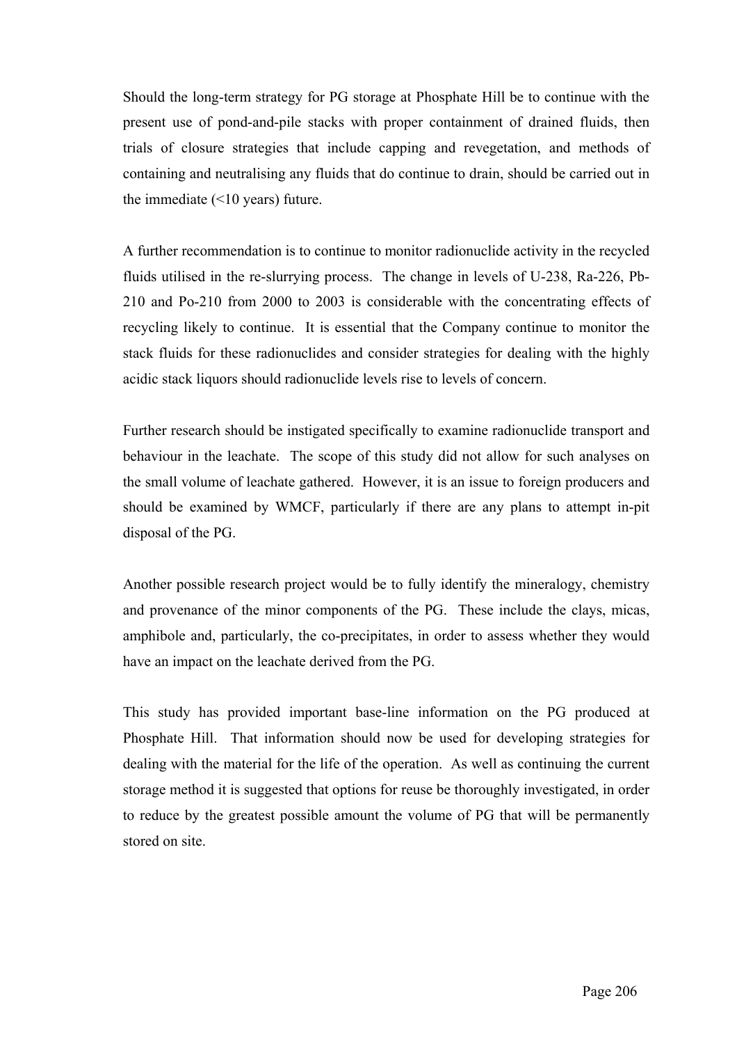Should the long-term strategy for PG storage at Phosphate Hill be to continue with the present use of pond-and-pile stacks with proper containment of drained fluids, then trials of closure strategies that include capping and revegetation, and methods of containing and neutralising any fluids that do continue to drain, should be carried out in the immediate (<10 years) future.

A further recommendation is to continue to monitor radionuclide activity in the recycled fluids utilised in the re-slurrying process. The change in levels of U-238, Ra-226, Pb-210 and Po-210 from 2000 to 2003 is considerable with the concentrating effects of recycling likely to continue. It is essential that the Company continue to monitor the stack fluids for these radionuclides and consider strategies for dealing with the highly acidic stack liquors should radionuclide levels rise to levels of concern.

Further research should be instigated specifically to examine radionuclide transport and behaviour in the leachate. The scope of this study did not allow for such analyses on the small volume of leachate gathered. However, it is an issue to foreign producers and should be examined by WMCF, particularly if there are any plans to attempt in-pit disposal of the PG.

Another possible research project would be to fully identify the mineralogy, chemistry and provenance of the minor components of the PG. These include the clays, micas, amphibole and, particularly, the co-precipitates, in order to assess whether they would have an impact on the leachate derived from the PG.

This study has provided important base-line information on the PG produced at Phosphate Hill. That information should now be used for developing strategies for dealing with the material for the life of the operation. As well as continuing the current storage method it is suggested that options for reuse be thoroughly investigated, in order to reduce by the greatest possible amount the volume of PG that will be permanently stored on site.